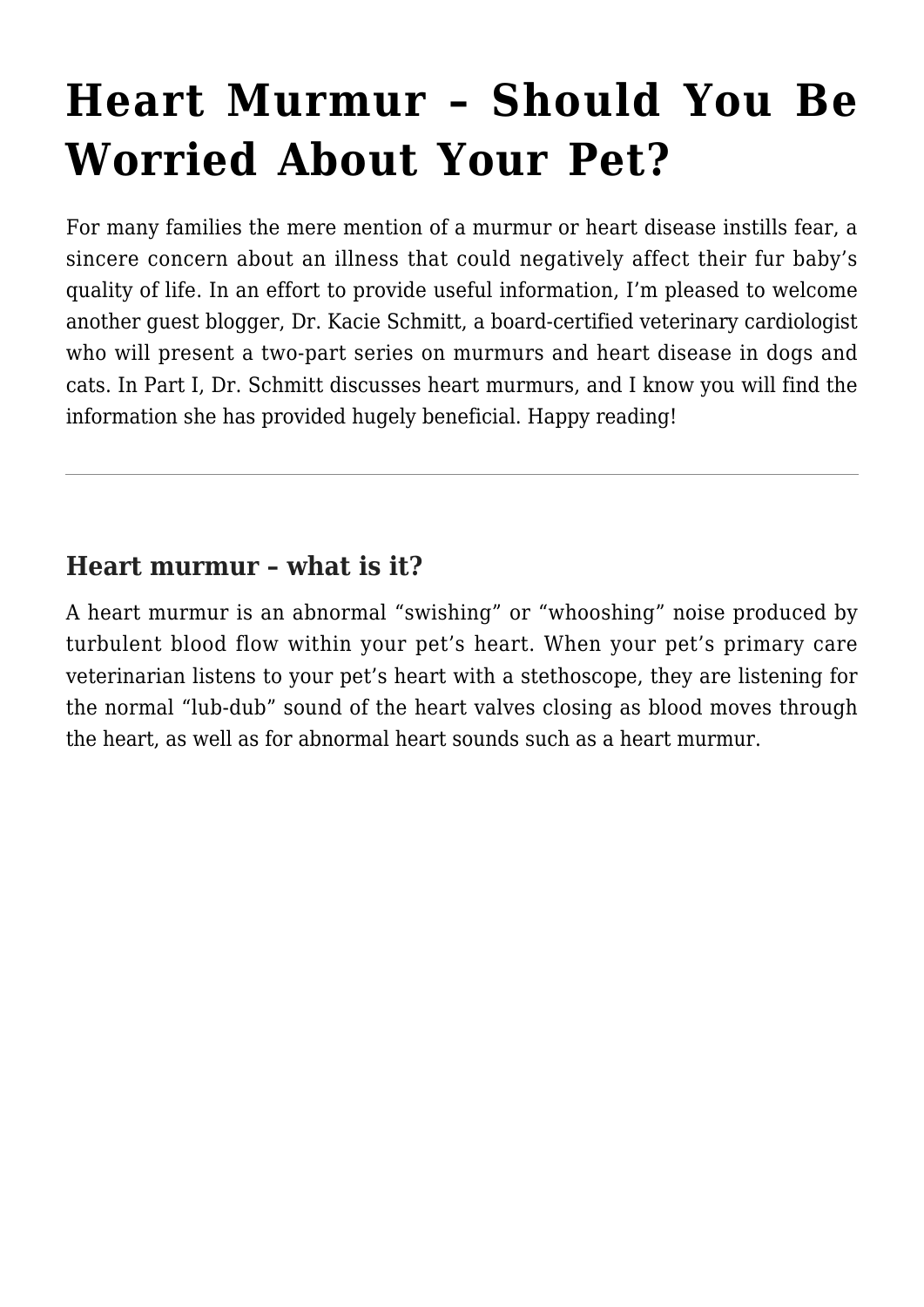# Heart Murmur – Should You Be Worried About Your Pet?

For many families the mere mention of a murmur or heart disease instills fear, a sincere concern about an illness that could negatively affect their fur baby's quality of life. In an effort to provide useful information, I'm pleased to welcome another guest blogger, Dr. Kacie Schmitt, a board-certified veterinary cardiologist who will present a two-part series on murmurs and heart disease in dogs and cats. In Part I, Dr. Schmitt discusses heart murmurs, and I know you will find the information she has provided hugely beneficial. Happy reading!

---

## Heart murmur – what is it?

A heart murmur is an abnormal "swishing" or "whooshing" noise produced by turbulent blood flow within your pet's heart. When your pet's primary care veterinarian listens to your pet's heart with a stethoscope, they are listening for the normal "lub-dub" sound of the heart valves closing as blood moves through the heart, as well as for abnormal heart sounds such as a heart murmur.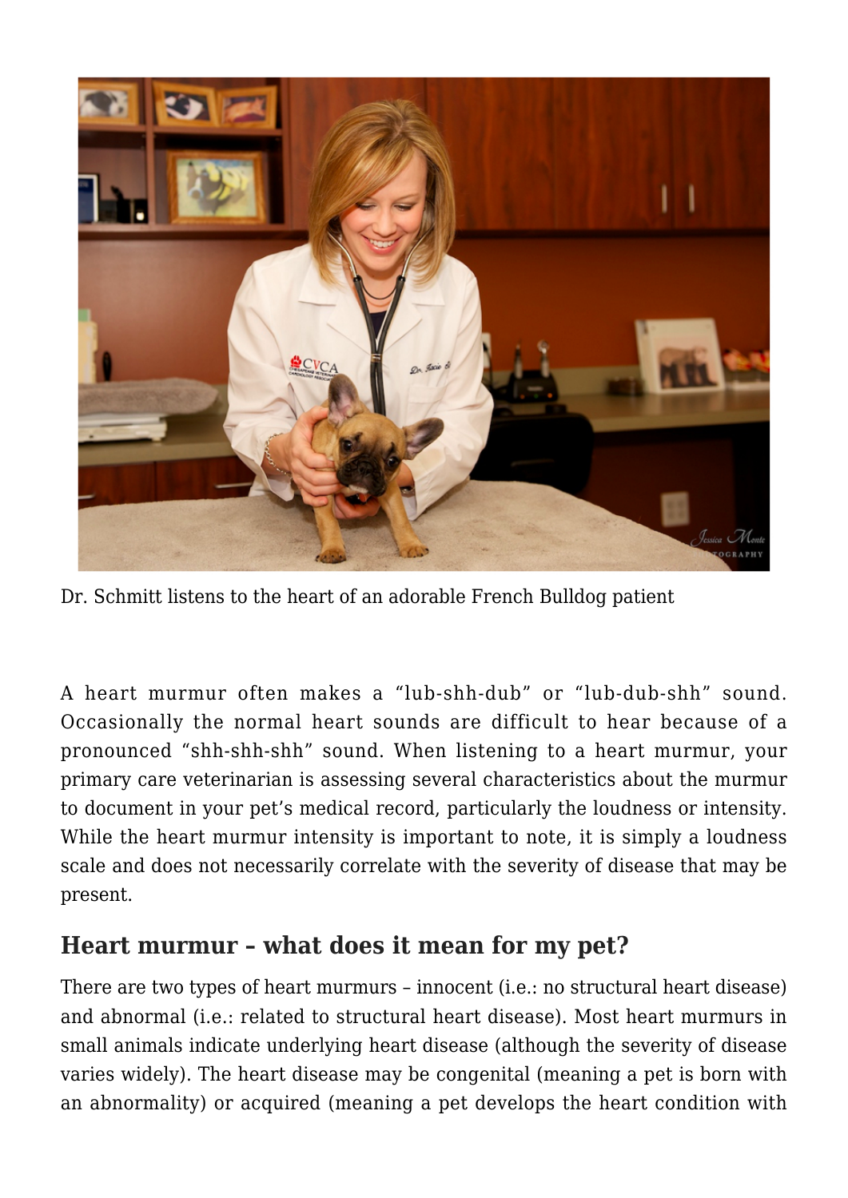Dr. Schmitt listens to the heart of an adorable French Bulldog patient

A heart murmur often makes a “lub-shh-dub” or “lub-dub-shh” sound. Occasionally the normal heart sounds are difficult to hear because of a pronounced “shh-shh-shh” sound. When listening to a heart murmur, your primary care veterinarian is assessing several characteristics about the murmur to document in your pet’s medical record, particularly the loudness or intensity. While the heart murmur intensity is important to note, it is simply a loudness scale and does not necessarily correlate with the severity of disease that may be present.

## Heart murmur – what does it mean for my pet?

There are two types of heart murmurs – innocent (i.e.: no structural heart disease) and abnormal (i.e.: related to structural heart disease). Most heart murmurs in small animals indicate underlying heart disease (although the severity of disease varies widely). The heart disease may be congenital (meaning a pet is born with an abnormality) or acquired (meaning a pet develops the heart condition with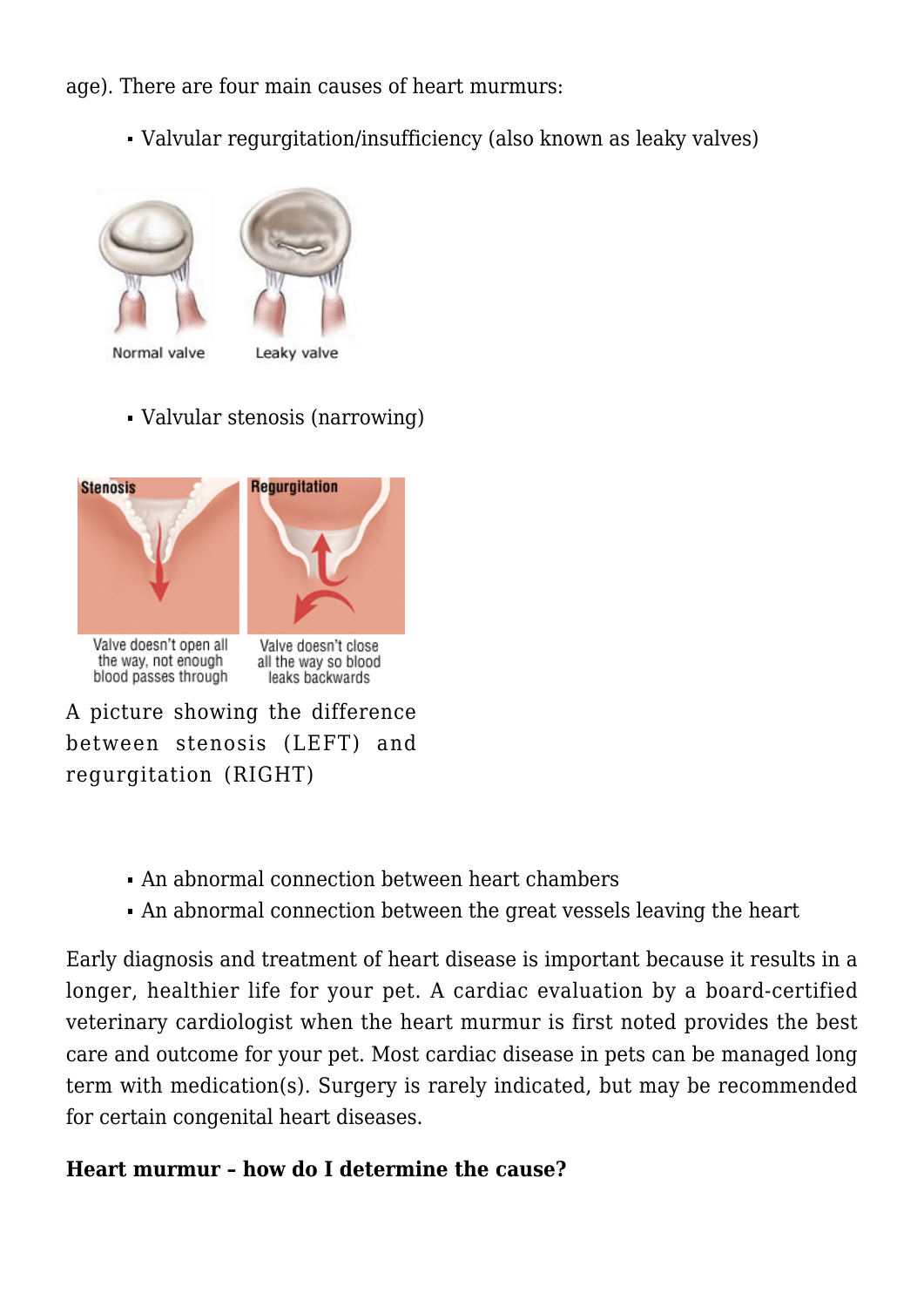age). There are four main causes of heart murmurs:

- Valvular regurgitation/insufficiency (also known as leaky valves)

Normal valve    Leaky valve

- Valvular stenosis (narrowing)

Stenosis: Valve doesn't open all the way, not enough blood passes through

Regurgitation: Valve doesn't close all the way so blood leaks backwards

A picture showing the difference between stenosis (LEFT) and regurgitation (RIGHT)

- An abnormal connection between heart chambers
- An abnormal connection between the great vessels leaving the heart

Early diagnosis and treatment of heart disease is important because it results in a longer, healthier life for your pet. A cardiac evaluation by a board-certified veterinary cardiologist when the heart murmur is first noted provides the best care and outcome for your pet. Most cardiac disease in pets can be managed long term with medication(s). Surgery is rarely indicated, but may be recommended for certain congenital heart diseases.

**Heart murmur – how do I determine the cause?**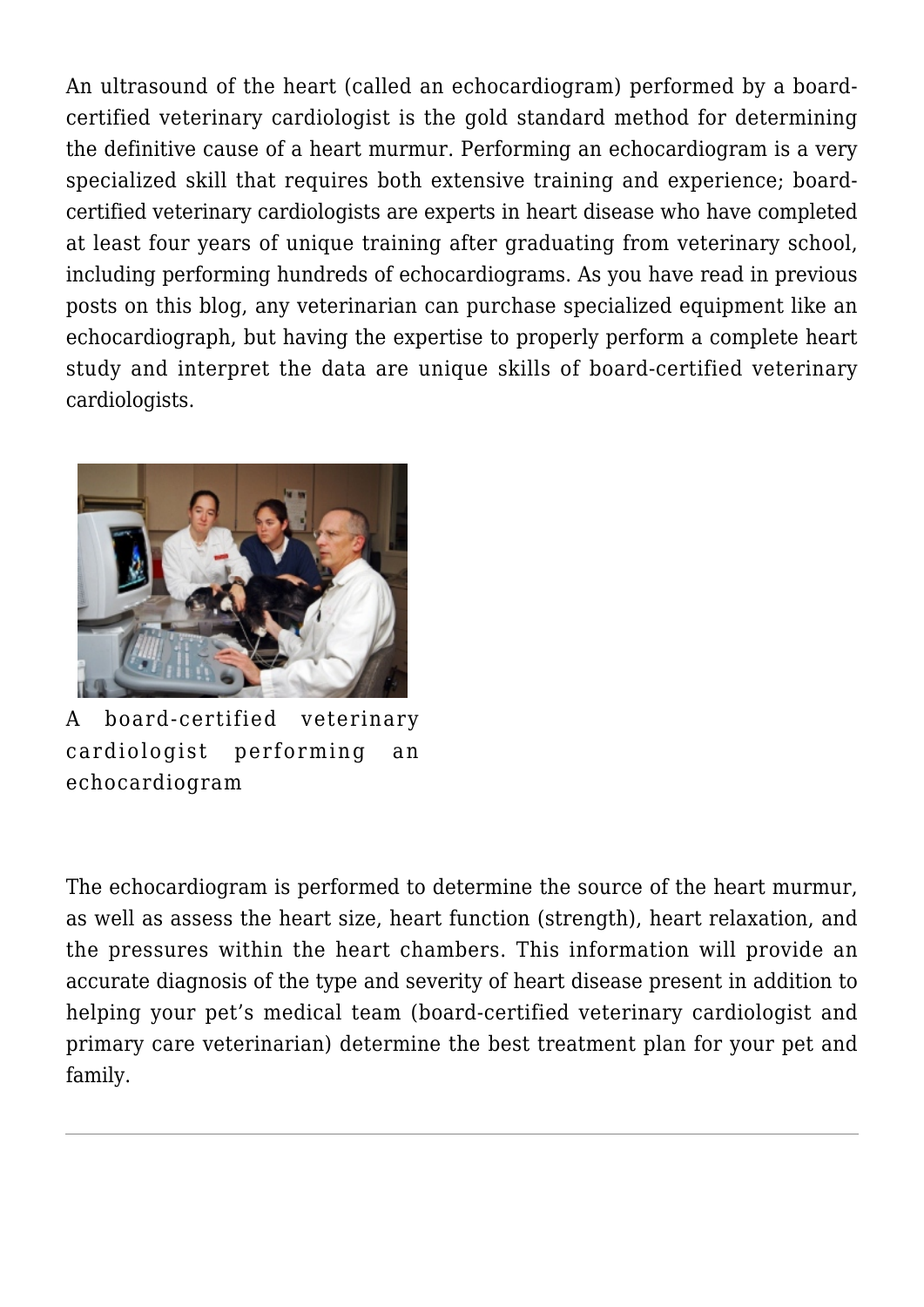An ultrasound of the heart (called an echocardiogram) performed by a board-certified veterinary cardiologist is the gold standard method for determining the definitive cause of a heart murmur. Performing an echocardiogram is a very specialized skill that requires both extensive training and experience; board-certified veterinary cardiologists are experts in heart disease who have completed at least four years of unique training after graduating from veterinary school, including performing hundreds of echocardiograms. As you have read in previous posts on this blog, any veterinarian can purchase specialized equipment like an echocardiograph, but having the expertise to properly perform a complete heart study and interpret the data are unique skills of board-certified veterinary cardiologists.

A board-certified veterinary cardiologist performing an echocardiogram

The echocardiogram is performed to determine the source of the heart murmur, as well as assess the heart size, heart function (strength), heart relaxation, and the pressures within the heart chambers. This information will provide an accurate diagnosis of the type and severity of heart disease present in addition to helping your pet's medical team (board-certified veterinary cardiologist and primary care veterinarian) determine the best treatment plan for your pet and family.

---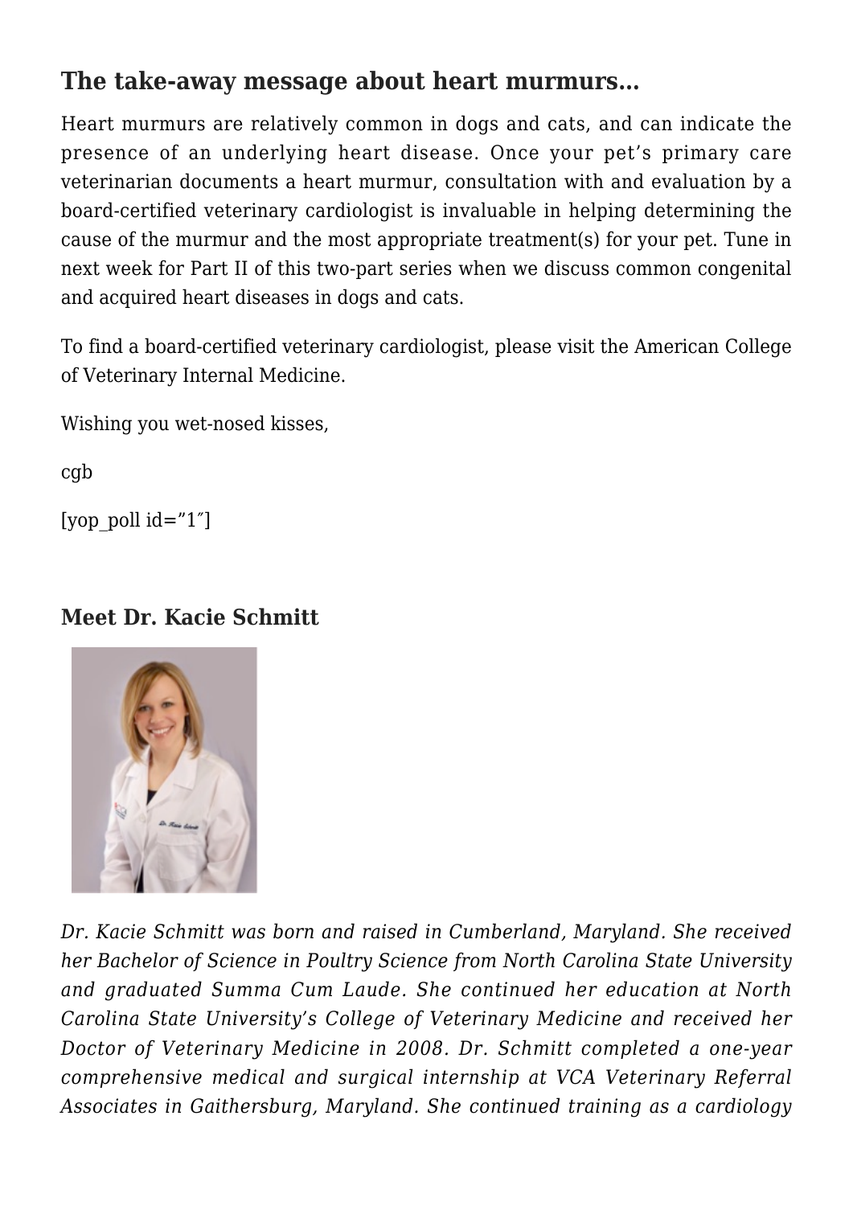## The take-away message about heart murmurs…

Heart murmurs are relatively common in dogs and cats, and can indicate the presence of an underlying heart disease. Once your pet's primary care veterinarian documents a heart murmur, consultation with and evaluation by a board-certified veterinary cardiologist is invaluable in helping determining the cause of the murmur and the most appropriate treatment(s) for your pet. Tune in next week for Part II of this two-part series when we discuss common congenital and acquired heart diseases in dogs and cats.

To find a board-certified veterinary cardiologist, please visit the American College of Veterinary Internal Medicine.

Wishing you wet-nosed kisses,

cgb

[yop_poll id="1″]

### Meet Dr. Kacie Schmitt

*Dr. Kacie Schmitt was born and raised in Cumberland, Maryland. She received her Bachelor of Science in Poultry Science from North Carolina State University and graduated Summa Cum Laude. She continued her education at North Carolina State University's College of Veterinary Medicine and received her Doctor of Veterinary Medicine in 2008. Dr. Schmitt completed a one-year comprehensive medical and surgical internship at VCA Veterinary Referral Associates in Gaithersburg, Maryland. She continued training as a cardiology*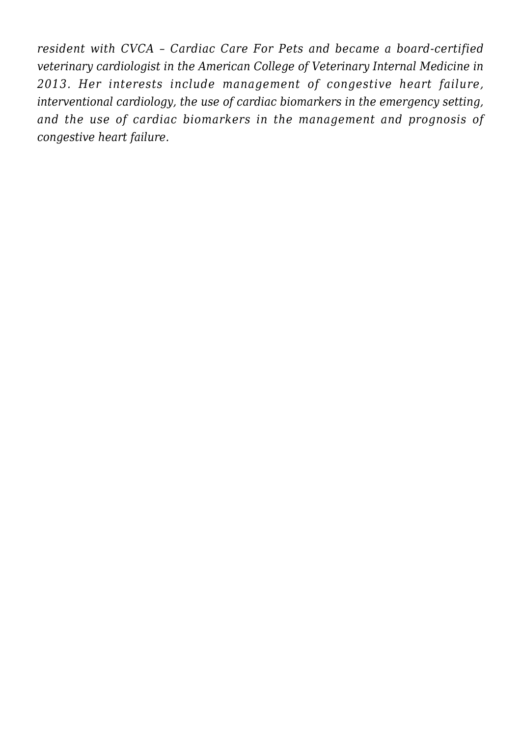*resident with CVCA – Cardiac Care For Pets and became a board-certified veterinary cardiologist in the American College of Veterinary Internal Medicine in 2013. Her interests include management of congestive heart failure, interventional cardiology, the use of cardiac biomarkers in the emergency setting, and the use of cardiac biomarkers in the management and prognosis of congestive heart failure.*